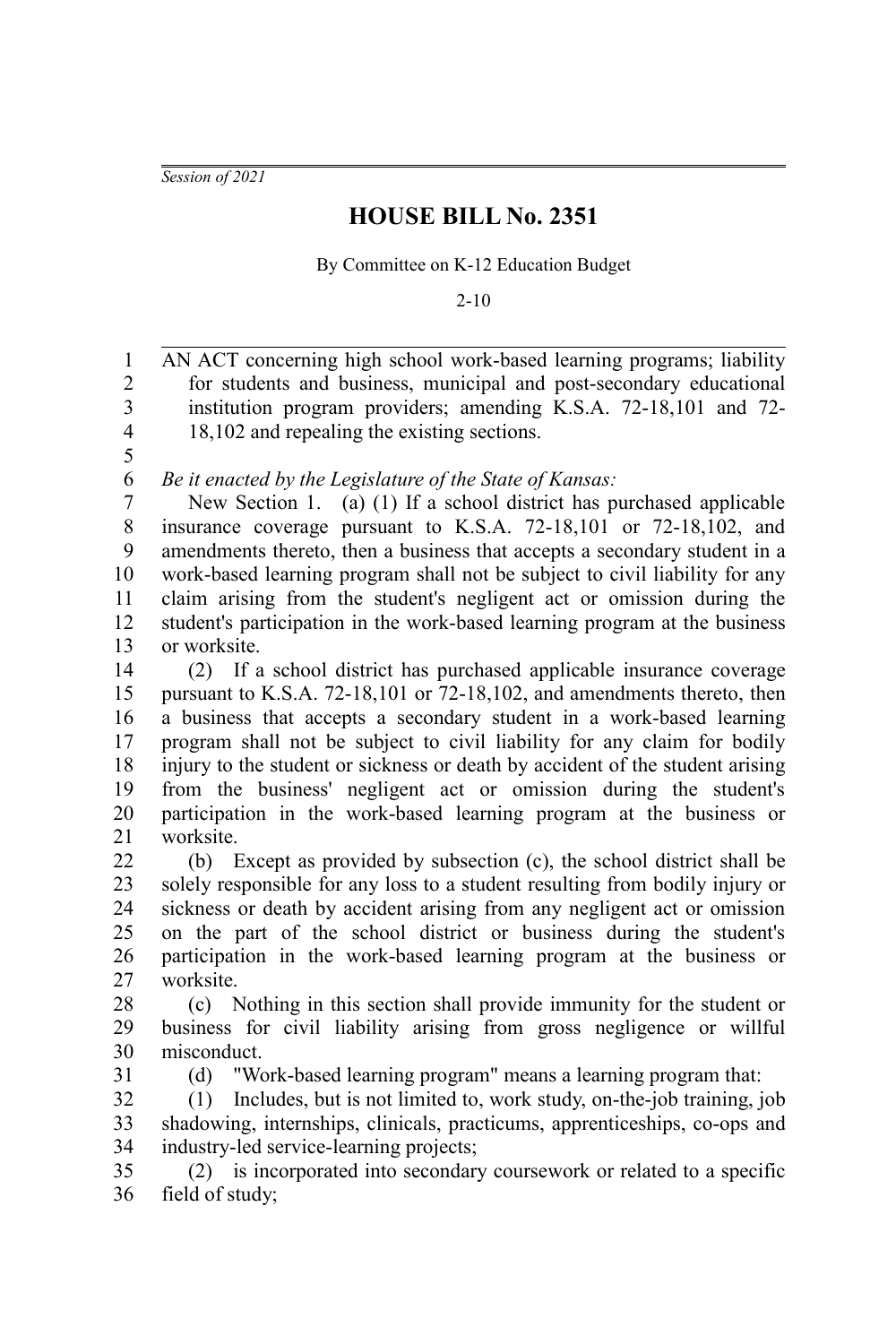*Session of 2021*

# HOUSE BILL No. 2351

By Committee on K-12 Education Budget

2-10

AN ACT concerning high school work-based learning programs; liability for students and business, municipal and post-secondary educational institution program providers; amending K.S.A. 72-18,101 and 72-18,102 and repealing the existing sections.

*Be it enacted by the Legislature of the State of Kansas:*

New Section 1. (a) (1) If a school district has purchased applicable insurance coverage pursuant to K.S.A. 72-18,101 or 72-18,102, and amendments thereto, then a business that accepts a secondary student in a work-based learning program shall not be subject to civil liability for any claim arising from the student's negligent act or omission during the student's participation in the work-based learning program at the business or worksite.

(2) If a school district has purchased applicable insurance coverage pursuant to K.S.A. 72-18,101 or 72-18,102, and amendments thereto, then a business that accepts a secondary student in a work-based learning program shall not be subject to civil liability for any claim for bodily injury to the student or sickness or death by accident of the student arising from the business' negligent act or omission during the student's participation in the work-based learning program at the business or worksite.

(b) Except as provided by subsection (c), the school district shall be solely responsible for any loss to a student resulting from bodily injury or sickness or death by accident arising from any negligent act or omission on the part of the school district or business during the student's participation in the work-based learning program at the business or worksite.

(c) Nothing in this section shall provide immunity for the student or business for civil liability arising from gross negligence or willful misconduct.

(d) "Work-based learning program" means a learning program that:

(1) Includes, but is not limited to, work study, on-the-job training, job shadowing, internships, clinicals, practicums, apprenticeships, co-ops and industry-led service-learning projects;

(2) is incorporated into secondary coursework or related to a specific field of study;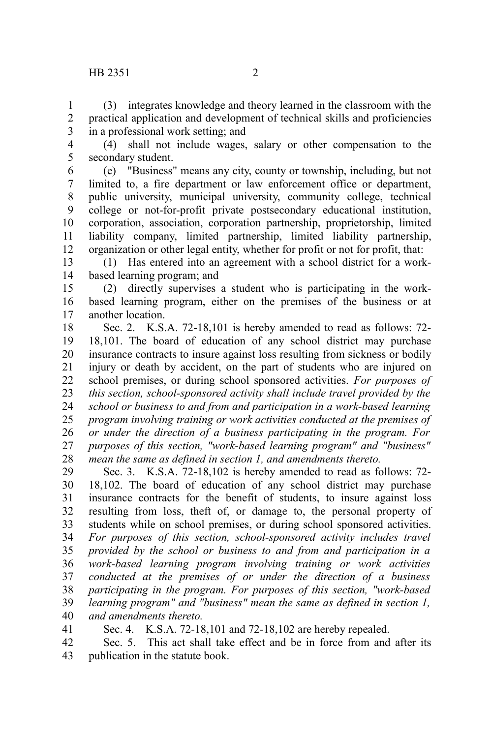(3) integrates knowledge and theory learned in the classroom with the practical application and development of technical skills and proficiencies in a professional work setting; and

(4) shall not include wages, salary or other compensation to the secondary student.

(e) "Business" means any city, county or township, including, but not limited to, a fire department or law enforcement office or department, public university, municipal university, community college, technical college or not-for-profit private postsecondary educational institution, corporation, association, corporation partnership, proprietorship, limited liability company, limited partnership, limited liability partnership, organization or other legal entity, whether for profit or not for profit, that:

(1) Has entered into an agreement with a school district for a work-based learning program; and

(2) directly supervises a student who is participating in the work-based learning program, either on the premises of the business or at another location.

Sec. 2. K.S.A. 72-18,101 is hereby amended to read as follows: 72-18,101. The board of education of any school district may purchase insurance contracts to insure against loss resulting from sickness or bodily injury or death by accident, on the part of students who are injured on school premises, or during school sponsored activities. *For purposes of this section, school-sponsored activity shall include travel provided by the school or business to and from and participation in a work-based learning program involving training or work activities conducted at the premises of or under the direction of a business participating in the program. For purposes of this section, "work-based learning program" and "business" mean the same as defined in section 1, and amendments thereto.*

Sec. 3. K.S.A. 72-18,102 is hereby amended to read as follows: 72-18,102. The board of education of any school district may purchase insurance contracts for the benefit of students, to insure against loss resulting from loss, theft of, or damage to, the personal property of students while on school premises, or during school sponsored activities. *For purposes of this section, school-sponsored activity includes travel provided by the school or business to and from and participation in a work-based learning program involving training or work activities conducted at the premises of or under the direction of a business participating in the program. For purposes of this section, "work-based learning program" and "business" mean the same as defined in section 1, and amendments thereto.*

Sec. 4. K.S.A. 72-18,101 and 72-18,102 are hereby repealed.

Sec. 5. This act shall take effect and be in force from and after its publication in the statute book.